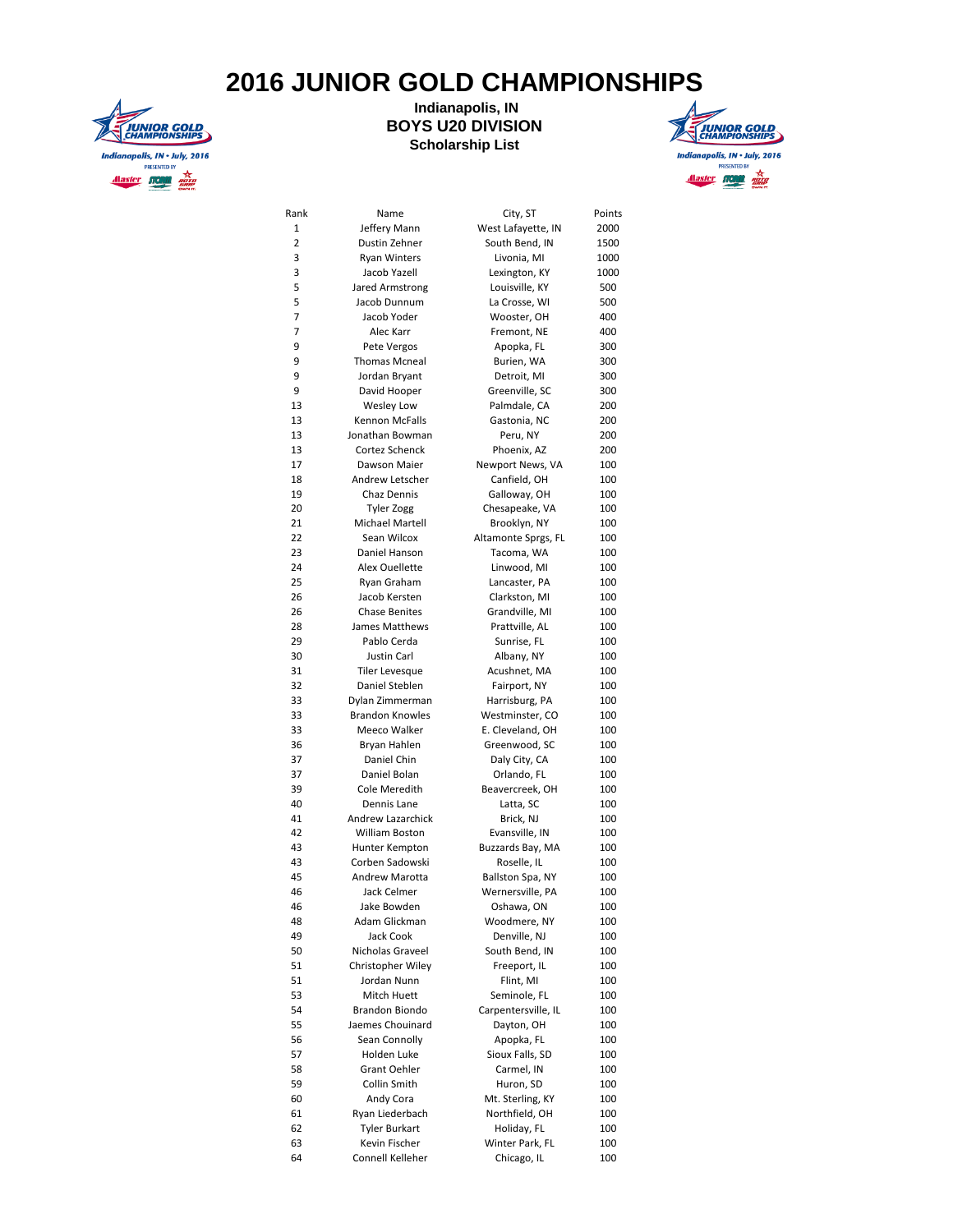# 2016 JUNIOR GOLD CHAMPIONSHIPS

**Indianapolis, IN**
**BOYS U20 DIVISION**
**Scholarship List**

| Rank | Name | City, ST | Points |
|---|---|---|---|
| 1 | Jeffery Mann | West Lafayette, IN | 2000 |
| 2 | Dustin Zehner | South Bend, IN | 1500 |
| 3 | Ryan Winters | Livonia, MI | 1000 |
| 3 | Jacob Yazell | Lexington, KY | 1000 |
| 5 | Jared Armstrong | Louisville, KY | 500 |
| 5 | Jacob Dunnum | La Crosse, WI | 500 |
| 7 | Jacob Yoder | Wooster, OH | 400 |
| 7 | Alec Karr | Fremont, NE | 400 |
| 9 | Pete Vergos | Apopka, FL | 300 |
| 9 | Thomas Mcneal | Burien, WA | 300 |
| 9 | Jordan Bryant | Detroit, MI | 300 |
| 9 | David Hooper | Greenville, SC | 300 |
| 13 | Wesley Low | Palmdale, CA | 200 |
| 13 | Kennon McFalls | Gastonia, NC | 200 |
| 13 | Jonathan Bowman | Peru, NY | 200 |
| 13 | Cortez Schenck | Phoenix, AZ | 200 |
| 17 | Dawson Maier | Newport News, VA | 100 |
| 18 | Andrew Letscher | Canfield, OH | 100 |
| 19 | Chaz Dennis | Galloway, OH | 100 |
| 20 | Tyler Zogg | Chesapeake, VA | 100 |
| 21 | Michael Martell | Brooklyn, NY | 100 |
| 22 | Sean Wilcox | Altamonte Sprgs, FL | 100 |
| 23 | Daniel Hanson | Tacoma, WA | 100 |
| 24 | Alex Ouellette | Linwood, MI | 100 |
| 25 | Ryan Graham | Lancaster, PA | 100 |
| 26 | Jacob Kersten | Clarkston, MI | 100 |
| 26 | Chase Benites | Grandville, MI | 100 |
| 28 | James Matthews | Prattville, AL | 100 |
| 29 | Pablo Cerda | Sunrise, FL | 100 |
| 30 | Justin Carl | Albany, NY | 100 |
| 31 | Tiler Levesque | Acushnet, MA | 100 |
| 32 | Daniel Steblen | Fairport, NY | 100 |
| 33 | Dylan Zimmerman | Harrisburg, PA | 100 |
| 33 | Brandon Knowles | Westminster, CO | 100 |
| 33 | Meeco Walker | E. Cleveland, OH | 100 |
| 36 | Bryan Hahlen | Greenwood, SC | 100 |
| 37 | Daniel Chin | Daly City, CA | 100 |
| 37 | Daniel Bolan | Orlando, FL | 100 |
| 39 | Cole Meredith | Beavercreek, OH | 100 |
| 40 | Dennis Lane | Latta, SC | 100 |
| 41 | Andrew Lazarchick | Brick, NJ | 100 |
| 42 | William Boston | Evansville, IN | 100 |
| 43 | Hunter Kempton | Buzzards Bay, MA | 100 |
| 43 | Corben Sadowski | Roselle, IL | 100 |
| 45 | Andrew Marotta | Ballston Spa, NY | 100 |
| 46 | Jack Celmer | Wernersville, PA | 100 |
| 46 | Jake Bowden | Oshawa, ON | 100 |
| 48 | Adam Glickman | Woodmere, NY | 100 |
| 49 | Jack Cook | Denville, NJ | 100 |
| 50 | Nicholas Graveel | South Bend, IN | 100 |
| 51 | Christopher Wiley | Freeport, IL | 100 |
| 51 | Jordan Nunn | Flint, MI | 100 |
| 53 | Mitch Huett | Seminole, FL | 100 |
| 54 | Brandon Biondo | Carpentersville, IL | 100 |
| 55 | Jaemes Chouinard | Dayton, OH | 100 |
| 56 | Sean Connolly | Apopka, FL | 100 |
| 57 | Holden Luke | Sioux Falls, SD | 100 |
| 58 | Grant Oehler | Carmel, IN | 100 |
| 59 | Collin Smith | Huron, SD | 100 |
| 60 | Andy Cora | Mt. Sterling, KY | 100 |
| 61 | Ryan Liederbach | Northfield, OH | 100 |
| 62 | Tyler Burkart | Holiday, FL | 100 |
| 63 | Kevin Fischer | Winter Park, FL | 100 |
| 64 | Connell Kelleher | Chicago, IL | 100 |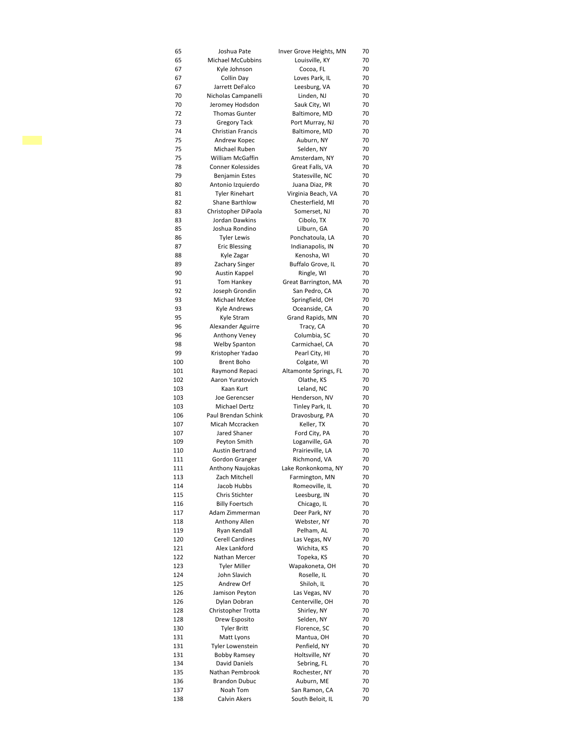| | | | |
|---|---|---|---|
| 65 | Joshua Pate | Inver Grove Heights, MN | 70 |
| 65 | Michael McCubbins | Louisville, KY | 70 |
| 67 | Kyle Johnson | Cocoa, FL | 70 |
| 67 | Collin Day | Loves Park, IL | 70 |
| 67 | Jarrett DeFalco | Leesburg, VA | 70 |
| 70 | Nicholas Campanelli | Linden, NJ | 70 |
| 70 | Jeromey Hodsdon | Sauk City, WI | 70 |
| 72 | Thomas Gunter | Baltimore, MD | 70 |
| 73 | Gregory Tack | Port Murray, NJ | 70 |
| 74 | Christian Francis | Baltimore, MD | 70 |
| 75 | Andrew Kopec | Auburn, NY | 70 |
| 75 | Michael Ruben | Selden, NY | 70 |
| 75 | William McGaffin | Amsterdam, NY | 70 |
| 78 | Conner Kolessides | Great Falls, VA | 70 |
| 79 | Benjamin Estes | Statesville, NC | 70 |
| 80 | Antonio Izquierdo | Juana Diaz, PR | 70 |
| 81 | Tyler Rinehart | Virginia Beach, VA | 70 |
| 82 | Shane Barthlow | Chesterfield, MI | 70 |
| 83 | Christopher DiPaola | Somerset, NJ | 70 |
| 83 | Jordan Dawkins | Cibolo, TX | 70 |
| 85 | Joshua Rondino | Lilburn, GA | 70 |
| 86 | Tyler Lewis | Ponchatoula, LA | 70 |
| 87 | Eric Blessing | Indianapolis, IN | 70 |
| 88 | Kyle Zagar | Kenosha, WI | 70 |
| 89 | Zachary Singer | Buffalo Grove, IL | 70 |
| 90 | Austin Kappel | Ringle, WI | 70 |
| 91 | Tom Hankey | Great Barrington, MA | 70 |
| 92 | Joseph Grondin | San Pedro, CA | 70 |
| 93 | Michael McKee | Springfield, OH | 70 |
| 93 | Kyle Andrews | Oceanside, CA | 70 |
| 95 | Kyle Stram | Grand Rapids, MN | 70 |
| 96 | Alexander Aguirre | Tracy, CA | 70 |
| 96 | Anthony Veney | Columbia, SC | 70 |
| 98 | Welby Spanton | Carmichael, CA | 70 |
| 99 | Kristopher Yadao | Pearl City, HI | 70 |
| 100 | Brent Boho | Colgate, WI | 70 |
| 101 | Raymond Repaci | Altamonte Springs, FL | 70 |
| 102 | Aaron Yuratovich | Olathe, KS | 70 |
| 103 | Kaan Kurt | Leland, NC | 70 |
| 103 | Joe Gerencser | Henderson, NV | 70 |
| 103 | Michael Dertz | Tinley Park, IL | 70 |
| 106 | Paul Brendan Schink | Dravosburg, PA | 70 |
| 107 | Micah Mccracken | Keller, TX | 70 |
| 107 | Jared Shaner | Ford City, PA | 70 |
| 109 | Peyton Smith | Loganville, GA | 70 |
| 110 | Austin Bertrand | Prairieville, LA | 70 |
| 111 | Gordon Granger | Richmond, VA | 70 |
| 111 | Anthony Naujokas | Lake Ronkonkoma, NY | 70 |
| 113 | Zach Mitchell | Farmington, MN | 70 |
| 114 | Jacob Hubbs | Romeoville, IL | 70 |
| 115 | Chris Stichter | Leesburg, IN | 70 |
| 116 | Billy Foertsch | Chicago, IL | 70 |
| 117 | Adam Zimmerman | Deer Park, NY | 70 |
| 118 | Anthony Allen | Webster, NY | 70 |
| 119 | Ryan Kendall | Pelham, AL | 70 |
| 120 | Cerell Cardines | Las Vegas, NV | 70 |
| 121 | Alex Lankford | Wichita, KS | 70 |
| 122 | Nathan Mercer | Topeka, KS | 70 |
| 123 | Tyler Miller | Wapakoneta, OH | 70 |
| 124 | John Slavich | Roselle, IL | 70 |
| 125 | Andrew Orf | Shiloh, IL | 70 |
| 126 | Jamison Peyton | Las Vegas, NV | 70 |
| 126 | Dylan Dobran | Centerville, OH | 70 |
| 128 | Christopher Trotta | Shirley, NY | 70 |
| 128 | Drew Esposito | Selden, NY | 70 |
| 130 | Tyler Britt | Florence, SC | 70 |
| 131 | Matt Lyons | Mantua, OH | 70 |
| 131 | Tyler Lowenstein | Penfield, NY | 70 |
| 131 | Bobby Ramsey | Holtsville, NY | 70 |
| 134 | David Daniels | Sebring, FL | 70 |
| 135 | Nathan Pembrook | Rochester, NY | 70 |
| 136 | Brandon Dubuc | Auburn, ME | 70 |
| 137 | Noah Tom | San Ramon, CA | 70 |
| 138 | Calvin Akers | South Beloit, IL | 70 |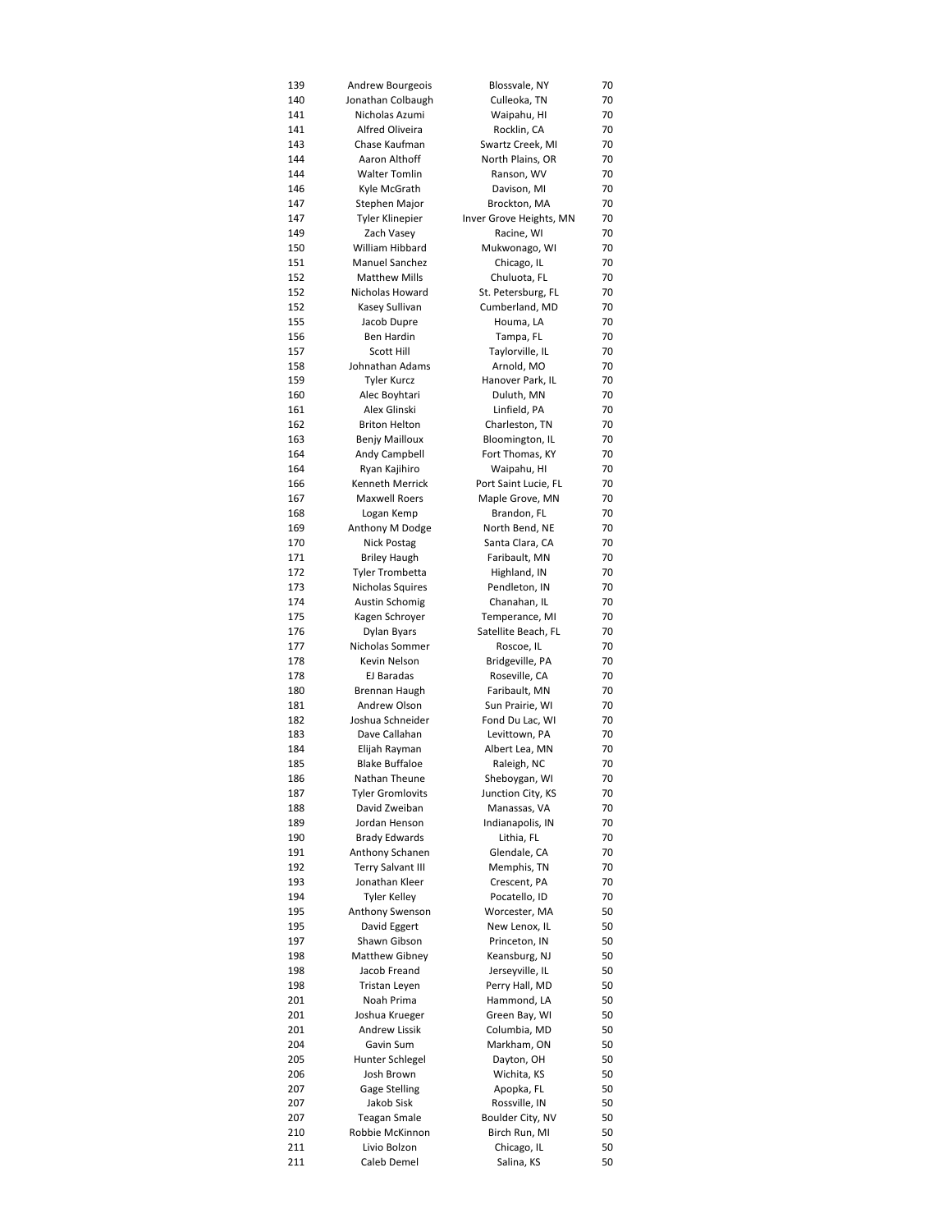| | | | |
|---|---|---|---|
| 139 | Andrew Bourgeois | Blossvale, NY | 70 |
| 140 | Jonathan Colbaugh | Culleoka, TN | 70 |
| 141 | Nicholas Azumi | Waipahu, HI | 70 |
| 141 | Alfred Oliveira | Rocklin, CA | 70 |
| 143 | Chase Kaufman | Swartz Creek, MI | 70 |
| 144 | Aaron Althoff | North Plains, OR | 70 |
| 144 | Walter Tomlin | Ranson, WV | 70 |
| 146 | Kyle McGrath | Davison, MI | 70 |
| 147 | Stephen Major | Brockton, MA | 70 |
| 147 | Tyler Klinepier | Inver Grove Heights, MN | 70 |
| 149 | Zach Vasey | Racine, WI | 70 |
| 150 | William Hibbard | Mukwonago, WI | 70 |
| 151 | Manuel Sanchez | Chicago, IL | 70 |
| 152 | Matthew Mills | Chuluota, FL | 70 |
| 152 | Nicholas Howard | St. Petersburg, FL | 70 |
| 152 | Kasey Sullivan | Cumberland, MD | 70 |
| 155 | Jacob Dupre | Houma, LA | 70 |
| 156 | Ben Hardin | Tampa, FL | 70 |
| 157 | Scott Hill | Taylorville, IL | 70 |
| 158 | Johnathan Adams | Arnold, MO | 70 |
| 159 | Tyler Kurcz | Hanover Park, IL | 70 |
| 160 | Alec Boyhtari | Duluth, MN | 70 |
| 161 | Alex Glinski | Linfield, PA | 70 |
| 162 | Briton Helton | Charleston, TN | 70 |
| 163 | Benjy Mailloux | Bloomington, IL | 70 |
| 164 | Andy Campbell | Fort Thomas, KY | 70 |
| 164 | Ryan Kajihiro | Waipahu, HI | 70 |
| 166 | Kenneth Merrick | Port Saint Lucie, FL | 70 |
| 167 | Maxwell Roers | Maple Grove, MN | 70 |
| 168 | Logan Kemp | Brandon, FL | 70 |
| 169 | Anthony M Dodge | North Bend, NE | 70 |
| 170 | Nick Postag | Santa Clara, CA | 70 |
| 171 | Briley Haugh | Faribault, MN | 70 |
| 172 | Tyler Trombetta | Highland, IN | 70 |
| 173 | Nicholas Squires | Pendleton, IN | 70 |
| 174 | Austin Schomig | Chanahan, IL | 70 |
| 175 | Kagen Schroyer | Temperance, MI | 70 |
| 176 | Dylan Byars | Satellite Beach, FL | 70 |
| 177 | Nicholas Sommer | Roscoe, IL | 70 |
| 178 | Kevin Nelson | Bridgeville, PA | 70 |
| 178 | EJ Baradas | Roseville, CA | 70 |
| 180 | Brennan Haugh | Faribault, MN | 70 |
| 181 | Andrew Olson | Sun Prairie, WI | 70 |
| 182 | Joshua Schneider | Fond Du Lac, WI | 70 |
| 183 | Dave Callahan | Levittown, PA | 70 |
| 184 | Elijah Rayman | Albert Lea, MN | 70 |
| 185 | Blake Buffaloe | Raleigh, NC | 70 |
| 186 | Nathan Theune | Sheboygan, WI | 70 |
| 187 | Tyler Gromlovits | Junction City, KS | 70 |
| 188 | David Zweiban | Manassas, VA | 70 |
| 189 | Jordan Henson | Indianapolis, IN | 70 |
| 190 | Brady Edwards | Lithia, FL | 70 |
| 191 | Anthony Schanen | Glendale, CA | 70 |
| 192 | Terry Salvant III | Memphis, TN | 70 |
| 193 | Jonathan Kleer | Crescent, PA | 70 |
| 194 | Tyler Kelley | Pocatello, ID | 70 |
| 195 | Anthony Swenson | Worcester, MA | 50 |
| 195 | David Eggert | New Lenox, IL | 50 |
| 197 | Shawn Gibson | Princeton, IN | 50 |
| 198 | Matthew Gibney | Keansburg, NJ | 50 |
| 198 | Jacob Freand | Jerseyville, IL | 50 |
| 198 | Tristan Leyen | Perry Hall, MD | 50 |
| 201 | Noah Prima | Hammond, LA | 50 |
| 201 | Joshua Krueger | Green Bay, WI | 50 |
| 201 | Andrew Lissik | Columbia, MD | 50 |
| 204 | Gavin Sum | Markham, ON | 50 |
| 205 | Hunter Schlegel | Dayton, OH | 50 |
| 206 | Josh Brown | Wichita, KS | 50 |
| 207 | Gage Stelling | Apopka, FL | 50 |
| 207 | Jakob Sisk | Rossville, IN | 50 |
| 207 | Teagan Smale | Boulder City, NV | 50 |
| 210 | Robbie McKinnon | Birch Run, MI | 50 |
| 211 | Livio Bolzon | Chicago, IL | 50 |
| 211 | Caleb Demel | Salina, KS | 50 |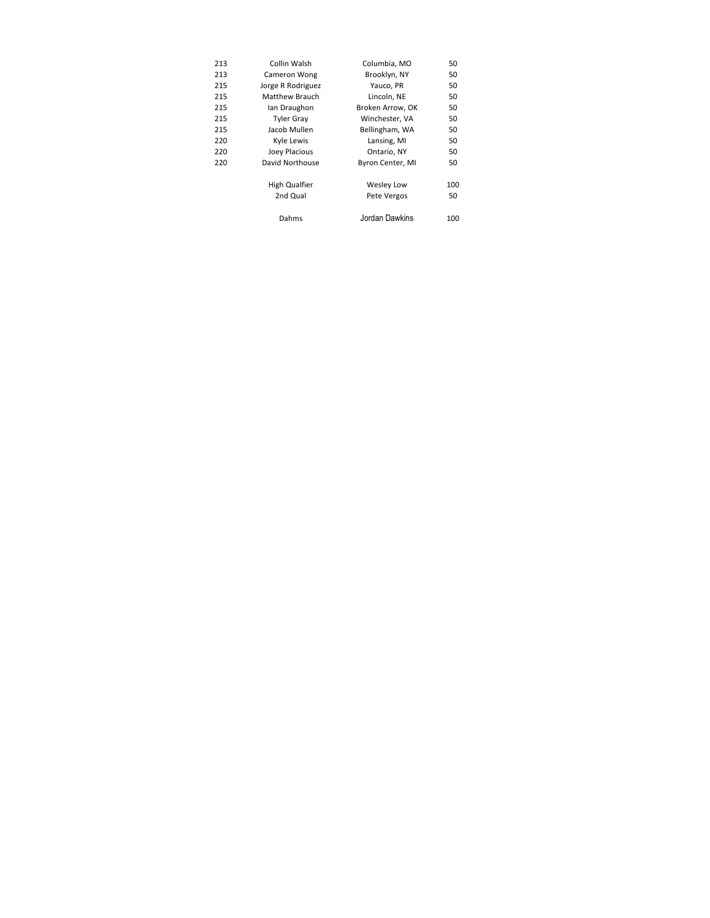| | | | |
|---|---|---|---|
| 213 | Collin Walsh | Columbia, MO | 50 |
| 213 | Cameron Wong | Brooklyn, NY | 50 |
| 215 | Jorge R Rodriguez | Yauco, PR | 50 |
| 215 | Matthew Brauch | Lincoln, NE | 50 |
| 215 | Ian Draughon | Broken Arrow, OK | 50 |
| 215 | Tyler Gray | Winchester, VA | 50 |
| 215 | Jacob Mullen | Bellingham, WA | 50 |
| 220 | Kyle Lewis | Lansing, MI | 50 |
| 220 | Joey Placious | Ontario, NY | 50 |
| 220 | David Northouse | Byron Center, MI | 50 |
| | | | |
| | High Qualfier | Wesley Low | 100 |
| | 2nd Qual | Pete Vergos | 50 |
| | | | |
| | Dahms | Jordan Dawkins | 100 |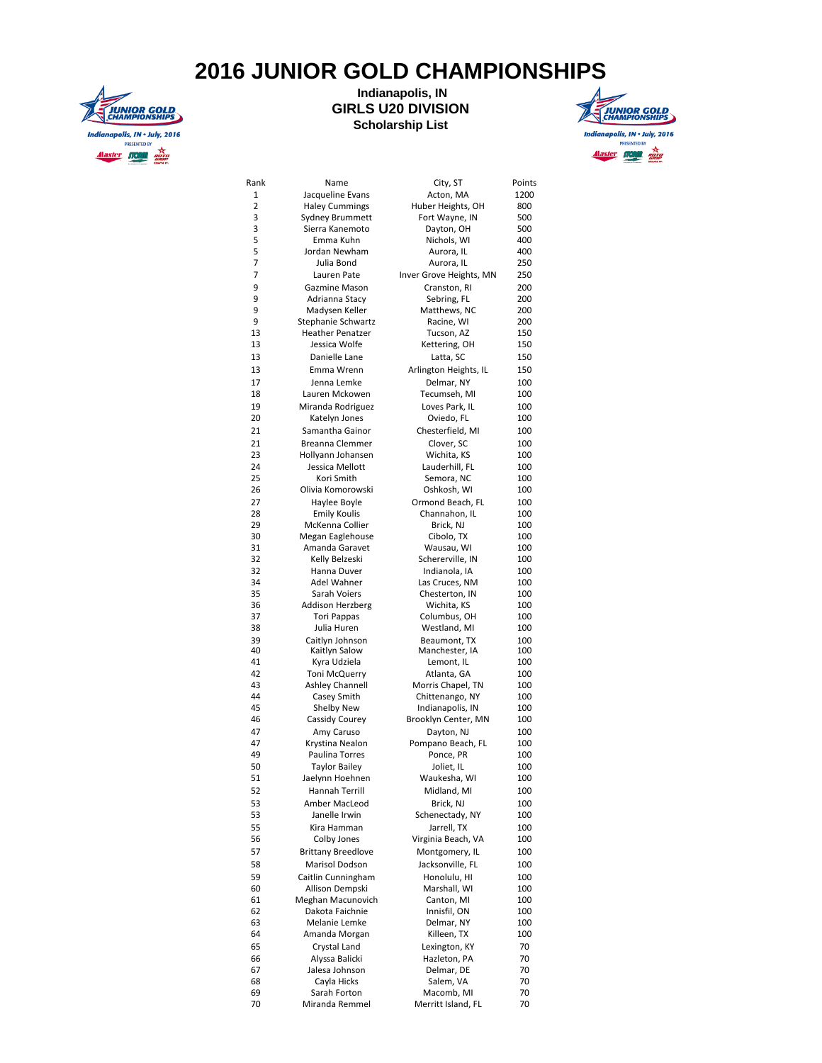# 2016 JUNIOR GOLD CHAMPIONSHIPS

### Indianapolis, IN
### GIRLS U20 DIVISION
### Scholarship List

| Rank | Name | City, ST | Points |
|---|---|---|---|
| 1 | Jacqueline Evans | Acton, MA | 1200 |
| 2 | Haley Cummings | Huber Heights, OH | 800 |
| 3 | Sydney Brummett | Fort Wayne, IN | 500 |
| 3 | Sierra Kanemoto | Dayton, OH | 500 |
| 5 | Emma Kuhn | Nichols, WI | 400 |
| 5 | Jordan Newham | Aurora, IL | 400 |
| 7 | Julia Bond | Aurora, IL | 250 |
| 7 | Lauren Pate | Inver Grove Heights, MN | 250 |
| 9 | Gazmine Mason | Cranston, RI | 200 |
| 9 | Adrianna Stacy | Sebring, FL | 200 |
| 9 | Madysen Keller | Matthews, NC | 200 |
| 9 | Stephanie Schwartz | Racine, WI | 200 |
| 13 | Heather Penatzer | Tucson, AZ | 150 |
| 13 | Jessica Wolfe | Kettering, OH | 150 |
| 13 | Danielle Lane | Latta, SC | 150 |
| 13 | Emma Wrenn | Arlington Heights, IL | 150 |
| 17 | Jenna Lemke | Delmar, NY | 100 |
| 18 | Lauren Mckowen | Tecumseh, MI | 100 |
| 19 | Miranda Rodriguez | Loves Park, IL | 100 |
| 20 | Katelyn Jones | Oviedo, FL | 100 |
| 21 | Samantha Gainor | Chesterfield, MI | 100 |
| 21 | Breanna Clemmer | Clover, SC | 100 |
| 23 | Hollyann Johansen | Wichita, KS | 100 |
| 24 | Jessica Mellott | Lauderhill, FL | 100 |
| 25 | Kori Smith | Semora, NC | 100 |
| 26 | Olivia Komorowski | Oshkosh, WI | 100 |
| 27 | Haylee Boyle | Ormond Beach, FL | 100 |
| 28 | Emily Koulis | Channahon, IL | 100 |
| 29 | McKenna Collier | Brick, NJ | 100 |
| 30 | Megan Eaglehouse | Cibolo, TX | 100 |
| 31 | Amanda Garavet | Wausau, WI | 100 |
| 32 | Kelly Belzeski | Schererville, IN | 100 |
| 32 | Hanna Duver | Indianola, IA | 100 |
| 34 | Adel Wahner | Las Cruces, NM | 100 |
| 35 | Sarah Voiers | Chesterton, IN | 100 |
| 36 | Addison Herzberg | Wichita, KS | 100 |
| 37 | Tori Pappas | Columbus, OH | 100 |
| 38 | Julia Huren | Westland, MI | 100 |
| 39 | Caitlyn Johnson | Beaumont, TX | 100 |
| 40 | Kaitlyn Salow | Manchester, IA | 100 |
| 41 | Kyra Udziela | Lemont, IL | 100 |
| 42 | Toni McQuerry | Atlanta, GA | 100 |
| 43 | Ashley Channell | Morris Chapel, TN | 100 |
| 44 | Casey Smith | Chittenango, NY | 100 |
| 45 | Shelby New | Indianapolis, IN | 100 |
| 46 | Cassidy Courey | Brooklyn Center, MN | 100 |
| 47 | Amy Caruso | Dayton, NJ | 100 |
| 47 | Krystina Nealon | Pompano Beach, FL | 100 |
| 49 | Paulina Torres | Ponce, PR | 100 |
| 50 | Taylor Bailey | Joliet, IL | 100 |
| 51 | Jaelynn Hoehnen | Waukesha, WI | 100 |
| 52 | Hannah Terrill | Midland, MI | 100 |
| 53 | Amber MacLeod | Brick, NJ | 100 |
| 53 | Janelle Irwin | Schenectady, NY | 100 |
| 55 | Kira Hamman | Jarrell, TX | 100 |
| 56 | Colby Jones | Virginia Beach, VA | 100 |
| 57 | Brittany Breedlove | Montgomery, IL | 100 |
| 58 | Marisol Dodson | Jacksonville, FL | 100 |
| 59 | Caitlin Cunningham | Honolulu, HI | 100 |
| 60 | Allison Dempski | Marshall, WI | 100 |
| 61 | Meghan Macunovich | Canton, MI | 100 |
| 62 | Dakota Faichnie | Innisfil, ON | 100 |
| 63 | Melanie Lemke | Delmar, NY | 100 |
| 64 | Amanda Morgan | Killeen, TX | 100 |
| 65 | Crystal Land | Lexington, KY | 70 |
| 66 | Alyssa Balicki | Hazleton, PA | 70 |
| 67 | Jalesa Johnson | Delmar, DE | 70 |
| 68 | Cayla Hicks | Salem, VA | 70 |
| 69 | Sarah Forton | Macomb, MI | 70 |
| 70 | Miranda Remmel | Merritt Island, FL | 70 |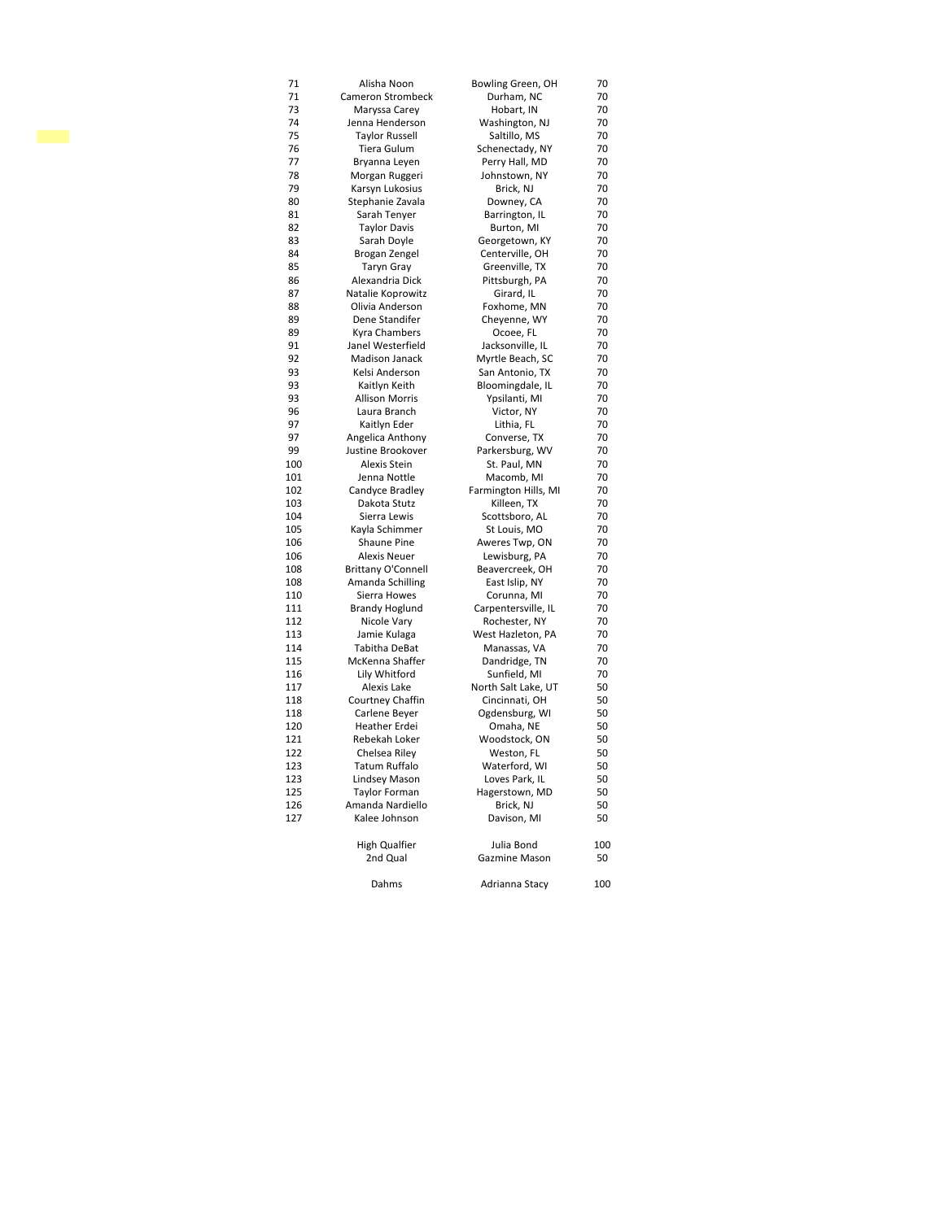| | | | |
|---|---|---|---|
| 71 | Alisha Noon | Bowling Green, OH | 70 |
| 71 | Cameron Strombeck | Durham, NC | 70 |
| 73 | Maryssa Carey | Hobart, IN | 70 |
| 74 | Jenna Henderson | Washington, NJ | 70 |
| 75 | Taylor Russell | Saltillo, MS | 70 |
| 76 | Tiera Gulum | Schenectady, NY | 70 |
| 77 | Bryanna Leyen | Perry Hall, MD | 70 |
| 78 | Morgan Ruggeri | Johnstown, NY | 70 |
| 79 | Karsyn Lukosius | Brick, NJ | 70 |
| 80 | Stephanie Zavala | Downey, CA | 70 |
| 81 | Sarah Tenyer | Barrington, IL | 70 |
| 82 | Taylor Davis | Burton, MI | 70 |
| 83 | Sarah Doyle | Georgetown, KY | 70 |
| 84 | Brogan Zengel | Centerville, OH | 70 |
| 85 | Taryn Gray | Greenville, TX | 70 |
| 86 | Alexandria Dick | Pittsburgh, PA | 70 |
| 87 | Natalie Koprowitz | Girard, IL | 70 |
| 88 | Olivia Anderson | Foxhome, MN | 70 |
| 89 | Dene Standifer | Cheyenne, WY | 70 |
| 89 | Kyra Chambers | Ocoee, FL | 70 |
| 91 | Janel Westerfield | Jacksonville, IL | 70 |
| 92 | Madison Janack | Myrtle Beach, SC | 70 |
| 93 | Kelsi Anderson | San Antonio, TX | 70 |
| 93 | Kaitlyn Keith | Bloomingdale, IL | 70 |
| 93 | Allison Morris | Ypsilanti, MI | 70 |
| 96 | Laura Branch | Victor, NY | 70 |
| 97 | Kaitlyn Eder | Lithia, FL | 70 |
| 97 | Angelica Anthony | Converse, TX | 70 |
| 99 | Justine Brookover | Parkersburg, WV | 70 |
| 100 | Alexis Stein | St. Paul, MN | 70 |
| 101 | Jenna Nottle | Macomb, MI | 70 |
| 102 | Candyce Bradley | Farmington Hills, MI | 70 |
| 103 | Dakota Stutz | Killeen, TX | 70 |
| 104 | Sierra Lewis | Scottsboro, AL | 70 |
| 105 | Kayla Schimmer | St Louis, MO | 70 |
| 106 | Shaune Pine | Aweres Twp, ON | 70 |
| 106 | Alexis Neuer | Lewisburg, PA | 70 |
| 108 | Brittany O'Connell | Beavercreek, OH | 70 |
| 108 | Amanda Schilling | East Islip, NY | 70 |
| 110 | Sierra Howes | Corunna, MI | 70 |
| 111 | Brandy Hoglund | Carpentersville, IL | 70 |
| 112 | Nicole Vary | Rochester, NY | 70 |
| 113 | Jamie Kulaga | West Hazleton, PA | 70 |
| 114 | Tabitha DeBat | Manassas, VA | 70 |
| 115 | McKenna Shaffer | Dandridge, TN | 70 |
| 116 | Lily Whitford | Sunfield, MI | 70 |
| 117 | Alexis Lake | North Salt Lake, UT | 50 |
| 118 | Courtney Chaffin | Cincinnati, OH | 50 |
| 118 | Carlene Beyer | Ogdensburg, WI | 50 |
| 120 | Heather Erdei | Omaha, NE | 50 |
| 121 | Rebekah Loker | Woodstock, ON | 50 |
| 122 | Chelsea Riley | Weston, FL | 50 |
| 123 | Tatum Ruffalo | Waterford, WI | 50 |
| 123 | Lindsey Mason | Loves Park, IL | 50 |
| 125 | Taylor Forman | Hagerstown, MD | 50 |
| 126 | Amanda Nardiello | Brick, NJ | 50 |
| 127 | Kalee Johnson | Davison, MI | 50 |
| | | | |
| | High Qualfier | Julia Bond | 100 |
| | 2nd Qual | Gazmine Mason | 50 |
| | | | |
| | Dahms | Adrianna Stacy | 100 |